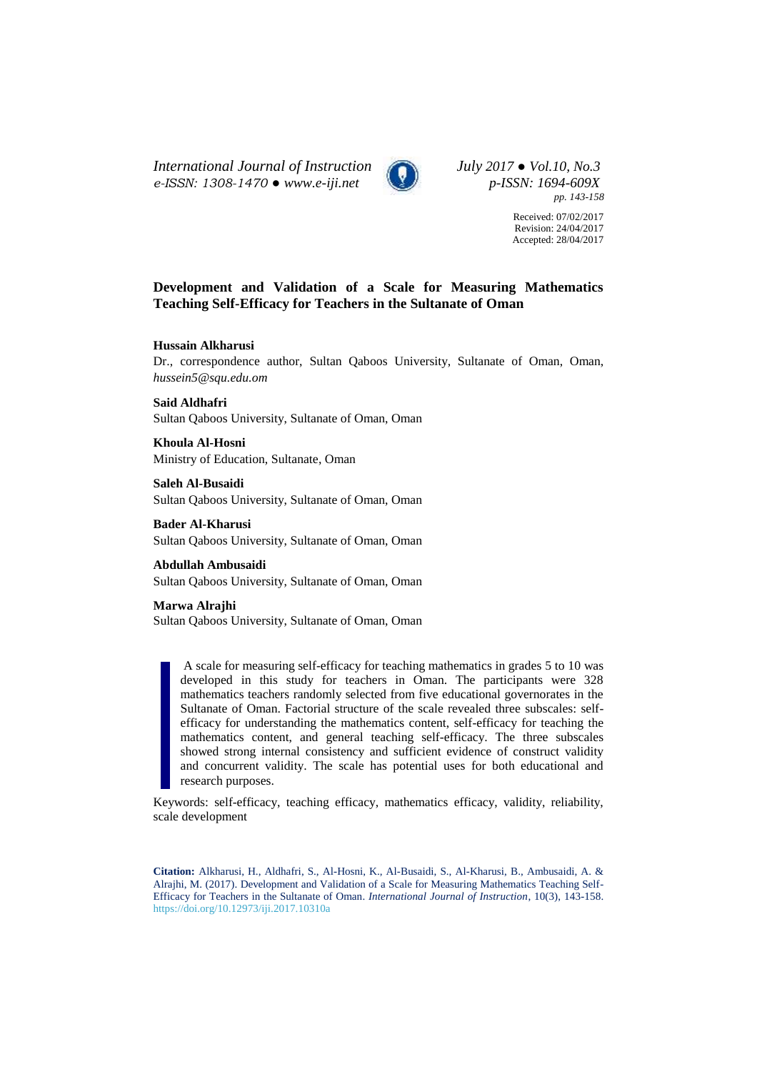Received: 07/02/2017
Revision: 24/04/2017
Accepted: 28/04/2017

# Development and Validation of a Scale for Measuring Mathematics Teaching Self-Efficacy for Teachers in the Sultanate of Oman

**Hussain Alkharusi**
Dr., correspondence author, Sultan Qaboos University, Sultanate of Oman, Oman, *hussein5@squ.edu.om*

**Said Aldhafri**
Sultan Qaboos University, Sultanate of Oman, Oman

**Khoula Al-Hosni**
Ministry of Education, Sultanate, Oman

**Saleh Al-Busaidi**
Sultan Qaboos University, Sultanate of Oman, Oman

**Bader Al-Kharusi**
Sultan Qaboos University, Sultanate of Oman, Oman

**Abdullah Ambusaidi**
Sultan Qaboos University, Sultanate of Oman, Oman

**Marwa Alrajhi**
Sultan Qaboos University, Sultanate of Oman, Oman

A scale for measuring self-efficacy for teaching mathematics in grades 5 to 10 was developed in this study for teachers in Oman. The participants were 328 mathematics teachers randomly selected from five educational governorates in the Sultanate of Oman. Factorial structure of the scale revealed three subscales: self-efficacy for understanding the mathematics content, self-efficacy for teaching the mathematics content, and general teaching self-efficacy. The three subscales showed strong internal consistency and sufficient evidence of construct validity and concurrent validity. The scale has potential uses for both educational and research purposes.

Keywords: self-efficacy, teaching efficacy, mathematics efficacy, validity, reliability, scale development

**Citation:** Alkharusi, H., Aldhafri, S., Al-Hosni, K., Al-Busaidi, S., Al-Kharusi, B., Ambusaidi, A. & Alrajhi, M. (2017). Development and Validation of a Scale for Measuring Mathematics Teaching Self-Efficacy for Teachers in the Sultanate of Oman. *International Journal of Instruction*, 10(3), 143-158. https://doi.org/10.12973/iji.2017.10310a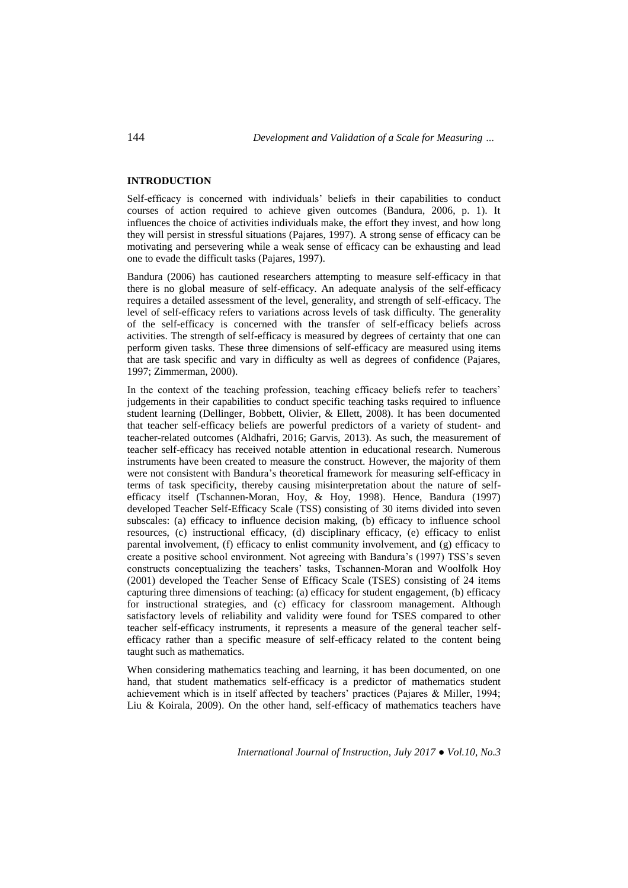## INTRODUCTION

Self-efficacy is concerned with individuals' beliefs in their capabilities to conduct courses of action required to achieve given outcomes (Bandura, 2006, p. 1). It influences the choice of activities individuals make, the effort they invest, and how long they will persist in stressful situations (Pajares, 1997). A strong sense of efficacy can be motivating and persevering while a weak sense of efficacy can be exhausting and lead one to evade the difficult tasks (Pajares, 1997).

Bandura (2006) has cautioned researchers attempting to measure self-efficacy in that there is no global measure of self-efficacy. An adequate analysis of the self-efficacy requires a detailed assessment of the level, generality, and strength of self-efficacy. The level of self-efficacy refers to variations across levels of task difficulty. The generality of the self-efficacy is concerned with the transfer of self-efficacy beliefs across activities. The strength of self-efficacy is measured by degrees of certainty that one can perform given tasks. These three dimensions of self-efficacy are measured using items that are task specific and vary in difficulty as well as degrees of confidence (Pajares, 1997; Zimmerman, 2000).

In the context of the teaching profession, teaching efficacy beliefs refer to teachers' judgements in their capabilities to conduct specific teaching tasks required to influence student learning (Dellinger, Bobbett, Olivier, & Ellett, 2008). It has been documented that teacher self-efficacy beliefs are powerful predictors of a variety of student- and teacher-related outcomes (Aldhafri, 2016; Garvis, 2013). As such, the measurement of teacher self-efficacy has received notable attention in educational research. Numerous instruments have been created to measure the construct. However, the majority of them were not consistent with Bandura's theoretical framework for measuring self-efficacy in terms of task specificity, thereby causing misinterpretation about the nature of self-efficacy itself (Tschannen-Moran, Hoy, & Hoy, 1998). Hence, Bandura (1997) developed Teacher Self-Efficacy Scale (TSS) consisting of 30 items divided into seven subscales: (a) efficacy to influence decision making, (b) efficacy to influence school resources, (c) instructional efficacy, (d) disciplinary efficacy, (e) efficacy to enlist parental involvement, (f) efficacy to enlist community involvement, and (g) efficacy to create a positive school environment. Not agreeing with Bandura's (1997) TSS's seven constructs conceptualizing the teachers' tasks, Tschannen-Moran and Woolfolk Hoy (2001) developed the Teacher Sense of Efficacy Scale (TSES) consisting of 24 items capturing three dimensions of teaching: (a) efficacy for student engagement, (b) efficacy for instructional strategies, and (c) efficacy for classroom management. Although satisfactory levels of reliability and validity were found for TSES compared to other teacher self-efficacy instruments, it represents a measure of the general teacher self-efficacy rather than a specific measure of self-efficacy related to the content being taught such as mathematics.

When considering mathematics teaching and learning, it has been documented, on one hand, that student mathematics self-efficacy is a predictor of mathematics student achievement which is in itself affected by teachers' practices (Pajares & Miller, 1994; Liu & Koirala, 2009). On the other hand, self-efficacy of mathematics teachers have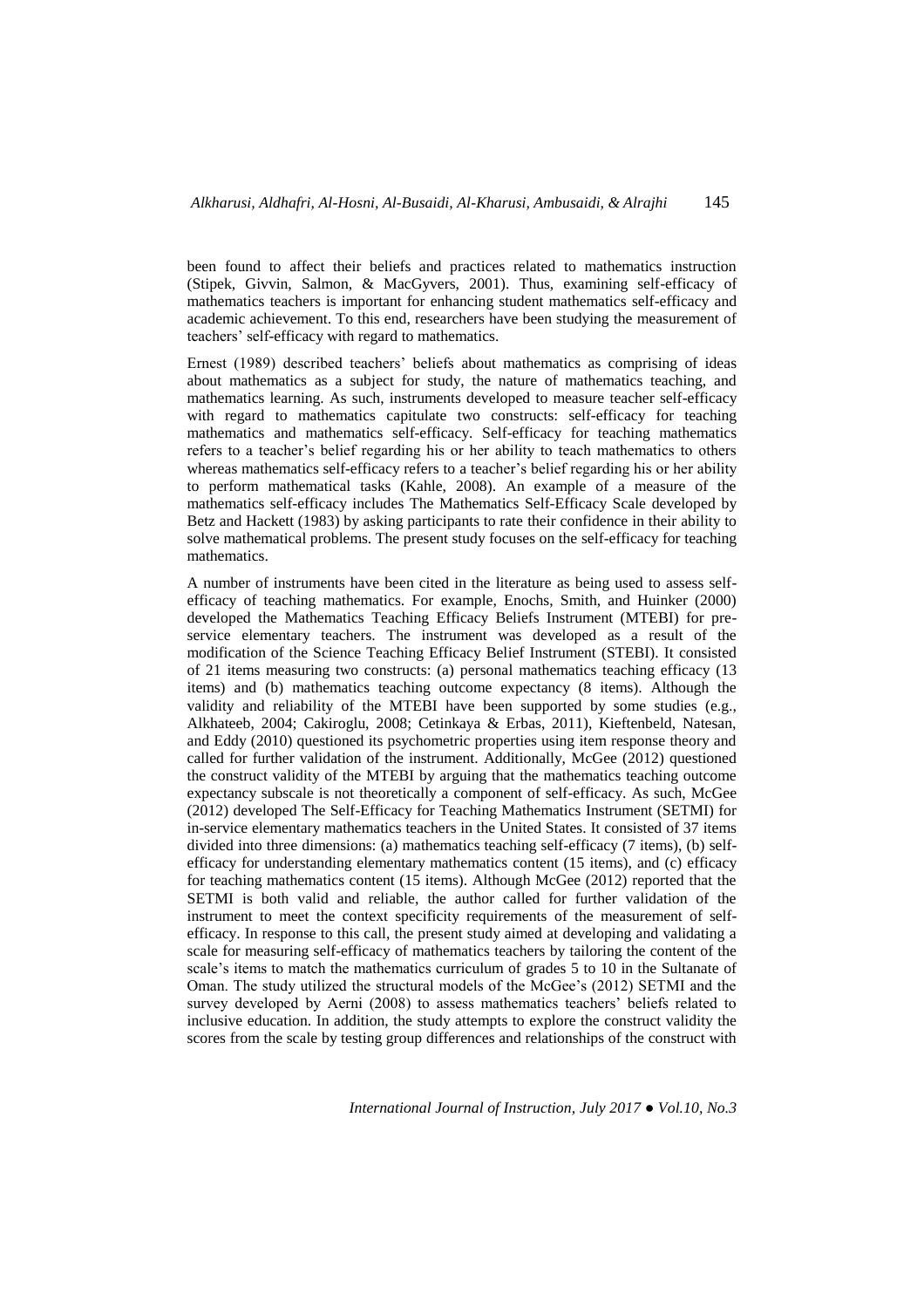been found to affect their beliefs and practices related to mathematics instruction (Stipek, Givvin, Salmon, & MacGyvers, 2001). Thus, examining self-efficacy of mathematics teachers is important for enhancing student mathematics self-efficacy and academic achievement. To this end, researchers have been studying the measurement of teachers' self-efficacy with regard to mathematics.

Ernest (1989) described teachers' beliefs about mathematics as comprising of ideas about mathematics as a subject for study, the nature of mathematics teaching, and mathematics learning. As such, instruments developed to measure teacher self-efficacy with regard to mathematics capitulate two constructs: self-efficacy for teaching mathematics and mathematics self-efficacy. Self-efficacy for teaching mathematics refers to a teacher's belief regarding his or her ability to teach mathematics to others whereas mathematics self-efficacy refers to a teacher's belief regarding his or her ability to perform mathematical tasks (Kahle, 2008). An example of a measure of the mathematics self-efficacy includes The Mathematics Self-Efficacy Scale developed by Betz and Hackett (1983) by asking participants to rate their confidence in their ability to solve mathematical problems. The present study focuses on the self-efficacy for teaching mathematics.

A number of instruments have been cited in the literature as being used to assess self-efficacy of teaching mathematics. For example, Enochs, Smith, and Huinker (2000) developed the Mathematics Teaching Efficacy Beliefs Instrument (MTEBI) for pre-service elementary teachers. The instrument was developed as a result of the modification of the Science Teaching Efficacy Belief Instrument (STEBI). It consisted of 21 items measuring two constructs: (a) personal mathematics teaching efficacy (13 items) and (b) mathematics teaching outcome expectancy (8 items). Although the validity and reliability of the MTEBI have been supported by some studies (e.g., Alkhateeb, 2004; Cakiroglu, 2008; Cetinkaya & Erbas, 2011), Kieftenbeld, Natesan, and Eddy (2010) questioned its psychometric properties using item response theory and called for further validation of the instrument. Additionally, McGee (2012) questioned the construct validity of the MTEBI by arguing that the mathematics teaching outcome expectancy subscale is not theoretically a component of self-efficacy. As such, McGee (2012) developed The Self-Efficacy for Teaching Mathematics Instrument (SETMI) for in-service elementary mathematics teachers in the United States. It consisted of 37 items divided into three dimensions: (a) mathematics teaching self-efficacy (7 items), (b) self-efficacy for understanding elementary mathematics content (15 items), and (c) efficacy for teaching mathematics content (15 items). Although McGee (2012) reported that the SETMI is both valid and reliable, the author called for further validation of the instrument to meet the context specificity requirements of the measurement of self-efficacy. In response to this call, the present study aimed at developing and validating a scale for measuring self-efficacy of mathematics teachers by tailoring the content of the scale's items to match the mathematics curriculum of grades 5 to 10 in the Sultanate of Oman. The study utilized the structural models of the McGee's (2012) SETMI and the survey developed by Aerni (2008) to assess mathematics teachers' beliefs related to inclusive education. In addition, the study attempts to explore the construct validity the scores from the scale by testing group differences and relationships of the construct with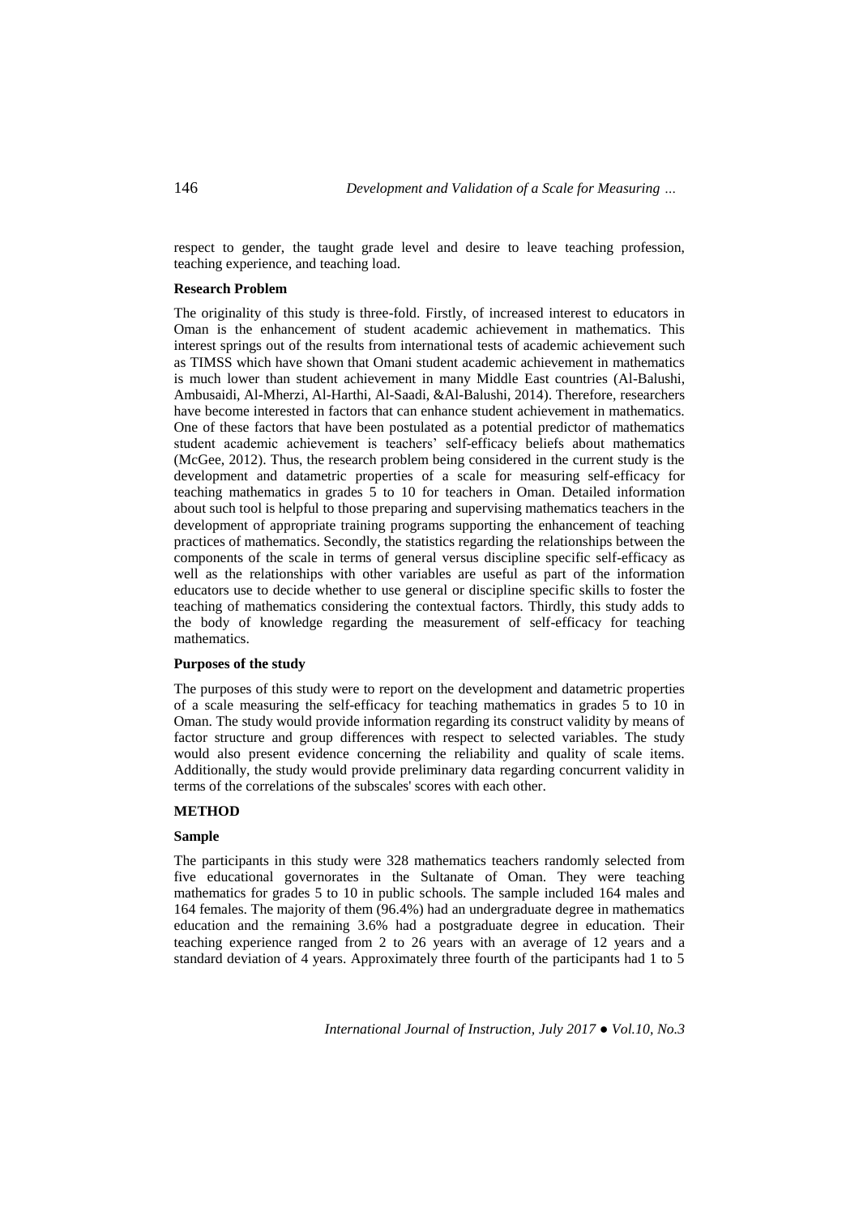respect to gender, the taught grade level and desire to leave teaching profession, teaching experience, and teaching load.

### Research Problem

The originality of this study is three-fold. Firstly, of increased interest to educators in Oman is the enhancement of student academic achievement in mathematics. This interest springs out of the results from international tests of academic achievement such as TIMSS which have shown that Omani student academic achievement in mathematics is much lower than student achievement in many Middle East countries (Al-Balushi, Ambusaidi, Al-Mherzi, Al-Harthi, Al-Saadi, &Al-Balushi, 2014). Therefore, researchers have become interested in factors that can enhance student achievement in mathematics. One of these factors that have been postulated as a potential predictor of mathematics student academic achievement is teachers' self-efficacy beliefs about mathematics (McGee, 2012). Thus, the research problem being considered in the current study is the development and datametric properties of a scale for measuring self-efficacy for teaching mathematics in grades 5 to 10 for teachers in Oman. Detailed information about such tool is helpful to those preparing and supervising mathematics teachers in the development of appropriate training programs supporting the enhancement of teaching practices of mathematics. Secondly, the statistics regarding the relationships between the components of the scale in terms of general versus discipline specific self-efficacy as well as the relationships with other variables are useful as part of the information educators use to decide whether to use general or discipline specific skills to foster the teaching of mathematics considering the contextual factors. Thirdly, this study adds to the body of knowledge regarding the measurement of self-efficacy for teaching mathematics.

### Purposes of the study

The purposes of this study were to report on the development and datametric properties of a scale measuring the self-efficacy for teaching mathematics in grades 5 to 10 in Oman. The study would provide information regarding its construct validity by means of factor structure and group differences with respect to selected variables. The study would also present evidence concerning the reliability and quality of scale items. Additionally, the study would provide preliminary data regarding concurrent validity in terms of the correlations of the subscales' scores with each other.

## METHOD

### Sample

The participants in this study were 328 mathematics teachers randomly selected from five educational governorates in the Sultanate of Oman. They were teaching mathematics for grades 5 to 10 in public schools. The sample included 164 males and 164 females. The majority of them (96.4%) had an undergraduate degree in mathematics education and the remaining 3.6% had a postgraduate degree in education. Their teaching experience ranged from 2 to 26 years with an average of 12 years and a standard deviation of 4 years. Approximately three fourth of the participants had 1 to 5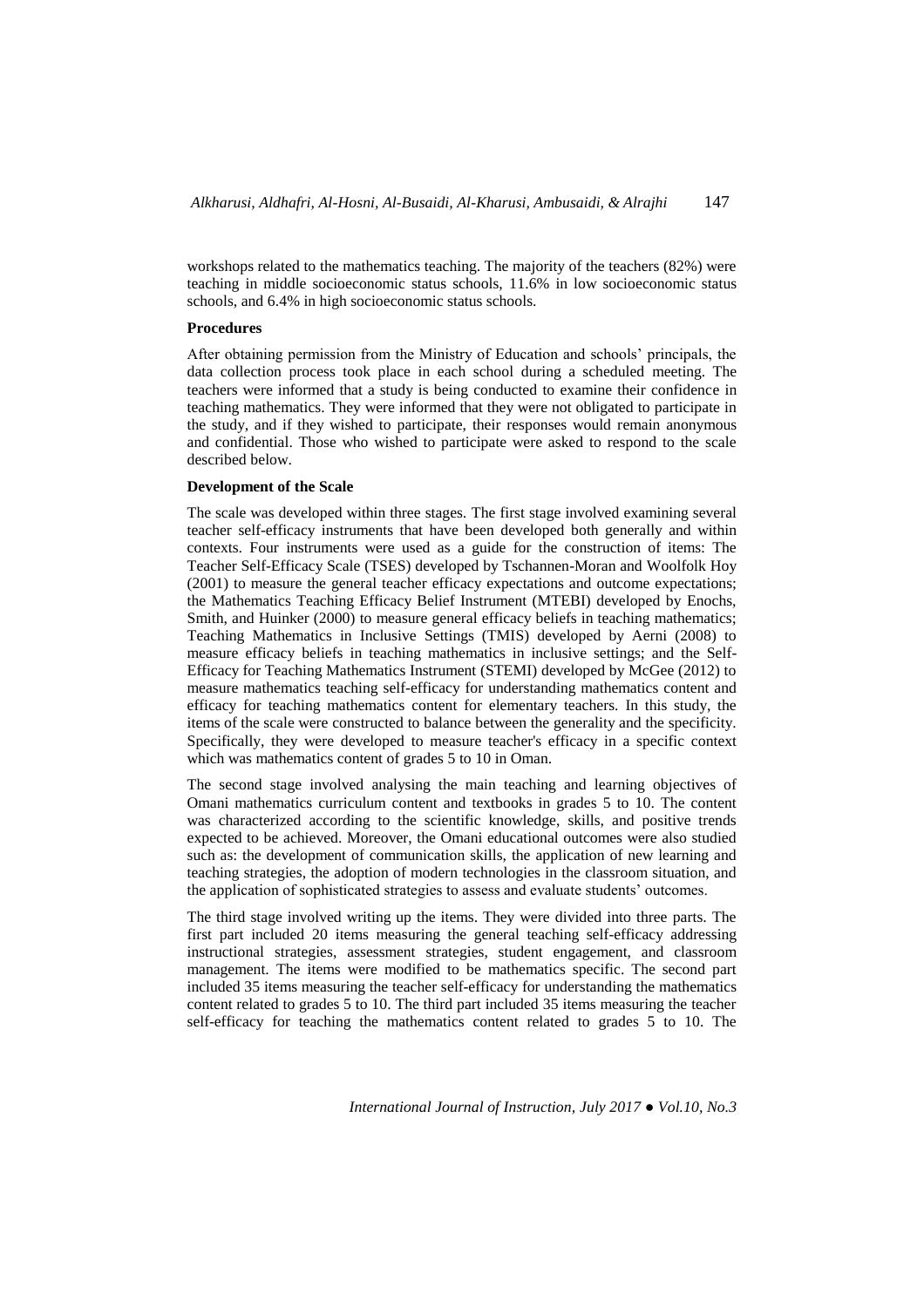workshops related to the mathematics teaching. The majority of the teachers (82%) were teaching in middle socioeconomic status schools, 11.6% in low socioeconomic status schools, and 6.4% in high socioeconomic status schools.

**Procedures**

After obtaining permission from the Ministry of Education and schools' principals, the data collection process took place in each school during a scheduled meeting. The teachers were informed that a study is being conducted to examine their confidence in teaching mathematics. They were informed that they were not obligated to participate in the study, and if they wished to participate, their responses would remain anonymous and confidential. Those who wished to participate were asked to respond to the scale described below.

**Development of the Scale**

The scale was developed within three stages. The first stage involved examining several teacher self-efficacy instruments that have been developed both generally and within contexts. Four instruments were used as a guide for the construction of items: The Teacher Self-Efficacy Scale (TSES) developed by Tschannen-Moran and Woolfolk Hoy (2001) to measure the general teacher efficacy expectations and outcome expectations; the Mathematics Teaching Efficacy Belief Instrument (MTEBI) developed by Enochs, Smith, and Huinker (2000) to measure general efficacy beliefs in teaching mathematics; Teaching Mathematics in Inclusive Settings (TMIS) developed by Aerni (2008) to measure efficacy beliefs in teaching mathematics in inclusive settings; and the Self-Efficacy for Teaching Mathematics Instrument (STEMI) developed by McGee (2012) to measure mathematics teaching self-efficacy for understanding mathematics content and efficacy for teaching mathematics content for elementary teachers. In this study, the items of the scale were constructed to balance between the generality and the specificity. Specifically, they were developed to measure teacher's efficacy in a specific context which was mathematics content of grades 5 to 10 in Oman.

The second stage involved analysing the main teaching and learning objectives of Omani mathematics curriculum content and textbooks in grades 5 to 10. The content was characterized according to the scientific knowledge, skills, and positive trends expected to be achieved. Moreover, the Omani educational outcomes were also studied such as: the development of communication skills, the application of new learning and teaching strategies, the adoption of modern technologies in the classroom situation, and the application of sophisticated strategies to assess and evaluate students' outcomes.

The third stage involved writing up the items. They were divided into three parts. The first part included 20 items measuring the general teaching self-efficacy addressing instructional strategies, assessment strategies, student engagement, and classroom management. The items were modified to be mathematics specific. The second part included 35 items measuring the teacher self-efficacy for understanding the mathematics content related to grades 5 to 10. The third part included 35 items measuring the teacher self-efficacy for teaching the mathematics content related to grades 5 to 10. The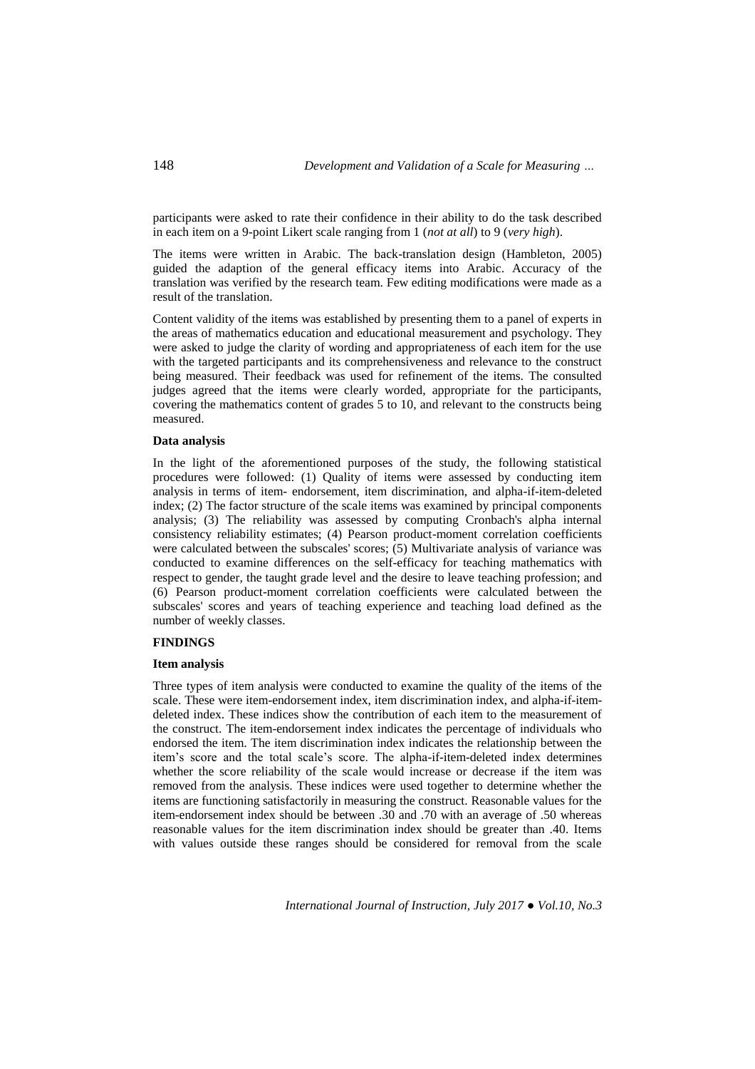participants were asked to rate their confidence in their ability to do the task described in each item on a 9-point Likert scale ranging from 1 (*not at all*) to 9 (*very high*).

The items were written in Arabic. The back-translation design (Hambleton, 2005) guided the adaption of the general efficacy items into Arabic. Accuracy of the translation was verified by the research team. Few editing modifications were made as a result of the translation.

Content validity of the items was established by presenting them to a panel of experts in the areas of mathematics education and educational measurement and psychology. They were asked to judge the clarity of wording and appropriateness of each item for the use with the targeted participants and its comprehensiveness and relevance to the construct being measured. Their feedback was used for refinement of the items. The consulted judges agreed that the items were clearly worded, appropriate for the participants, covering the mathematics content of grades 5 to 10, and relevant to the constructs being measured.

**Data analysis**

In the light of the aforementioned purposes of the study, the following statistical procedures were followed: (1) Quality of items were assessed by conducting item analysis in terms of item- endorsement, item discrimination, and alpha-if-item-deleted index; (2) The factor structure of the scale items was examined by principal components analysis; (3) The reliability was assessed by computing Cronbach's alpha internal consistency reliability estimates; (4) Pearson product-moment correlation coefficients were calculated between the subscales' scores; (5) Multivariate analysis of variance was conducted to examine differences on the self-efficacy for teaching mathematics with respect to gender, the taught grade level and the desire to leave teaching profession; and (6) Pearson product-moment correlation coefficients were calculated between the subscales' scores and years of teaching experience and teaching load defined as the number of weekly classes.

## FINDINGS

**Item analysis**

Three types of item analysis were conducted to examine the quality of the items of the scale. These were item-endorsement index, item discrimination index, and alpha-if-item-deleted index. These indices show the contribution of each item to the measurement of the construct. The item-endorsement index indicates the percentage of individuals who endorsed the item. The item discrimination index indicates the relationship between the item's score and the total scale's score. The alpha-if-item-deleted index determines whether the score reliability of the scale would increase or decrease if the item was removed from the analysis. These indices were used together to determine whether the items are functioning satisfactorily in measuring the construct. Reasonable values for the item-endorsement index should be between .30 and .70 with an average of .50 whereas reasonable values for the item discrimination index should be greater than .40. Items with values outside these ranges should be considered for removal from the scale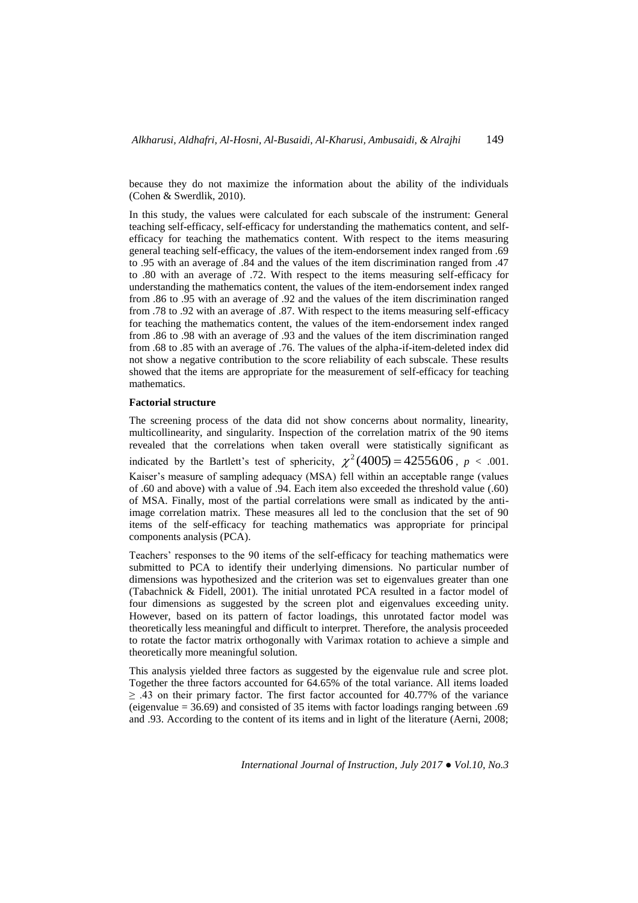because they do not maximize the information about the ability of the individuals (Cohen & Swerdlik, 2010).

In this study, the values were calculated for each subscale of the instrument: General teaching self-efficacy, self-efficacy for understanding the mathematics content, and self-efficacy for teaching the mathematics content. With respect to the items measuring general teaching self-efficacy, the values of the item-endorsement index ranged from .69 to .95 with an average of .84 and the values of the item discrimination ranged from .47 to .80 with an average of .72. With respect to the items measuring self-efficacy for understanding the mathematics content, the values of the item-endorsement index ranged from .86 to .95 with an average of .92 and the values of the item discrimination ranged from .78 to .92 with an average of .87. With respect to the items measuring self-efficacy for teaching the mathematics content, the values of the item-endorsement index ranged from .86 to .98 with an average of .93 and the values of the item discrimination ranged from .68 to .85 with an average of .76. The values of the alpha-if-item-deleted index did not show a negative contribution to the score reliability of each subscale. These results showed that the items are appropriate for the measurement of self-efficacy for teaching mathematics.

**Factorial structure**

The screening process of the data did not show concerns about normality, linearity, multicollinearity, and singularity. Inspection of the correlation matrix of the 90 items revealed that the correlations when taken overall were statistically significant as indicated by the Bartlett's test of sphericity, $\chi^2(4005) = 42556.06$, $p < .001$. Kaiser's measure of sampling adequacy (MSA) fell within an acceptable range (values of .60 and above) with a value of .94. Each item also exceeded the threshold value (.60) of MSA. Finally, most of the partial correlations were small as indicated by the anti-image correlation matrix. These measures all led to the conclusion that the set of 90 items of the self-efficacy for teaching mathematics was appropriate for principal components analysis (PCA).

Teachers' responses to the 90 items of the self-efficacy for teaching mathematics were submitted to PCA to identify their underlying dimensions. No particular number of dimensions was hypothesized and the criterion was set to eigenvalues greater than one (Tabachnick & Fidell, 2001). The initial unrotated PCA resulted in a factor model of four dimensions as suggested by the screen plot and eigenvalues exceeding unity. However, based on its pattern of factor loadings, this unrotated factor model was theoretically less meaningful and difficult to interpret. Therefore, the analysis proceeded to rotate the factor matrix orthogonally with Varimax rotation to achieve a simple and theoretically more meaningful solution.

This analysis yielded three factors as suggested by the eigenvalue rule and scree plot. Together the three factors accounted for 64.65% of the total variance. All items loaded $\geq$ .43 on their primary factor. The first factor accounted for 40.77% of the variance (eigenvalue = 36.69) and consisted of 35 items with factor loadings ranging between .69 and .93. According to the content of its items and in light of the literature (Aerni, 2008;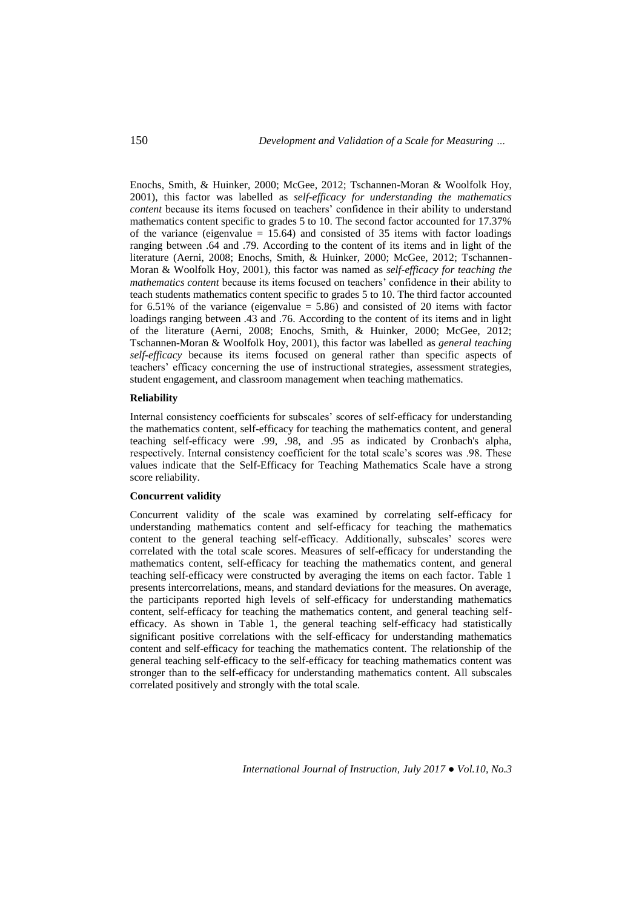Enochs, Smith, & Huinker, 2000; McGee, 2012; Tschannen-Moran & Woolfolk Hoy, 2001), this factor was labelled as *self-efficacy for understanding the mathematics content* because its items focused on teachers' confidence in their ability to understand mathematics content specific to grades 5 to 10. The second factor accounted for 17.37% of the variance (eigenvalue = 15.64) and consisted of 35 items with factor loadings ranging between .64 and .79. According to the content of its items and in light of the literature (Aerni, 2008; Enochs, Smith, & Huinker, 2000; McGee, 2012; Tschannen-Moran & Woolfolk Hoy, 2001), this factor was named as *self-efficacy for teaching the mathematics content* because its items focused on teachers' confidence in their ability to teach students mathematics content specific to grades 5 to 10. The third factor accounted for 6.51% of the variance (eigenvalue = 5.86) and consisted of 20 items with factor loadings ranging between .43 and .76. According to the content of its items and in light of the literature (Aerni, 2008; Enochs, Smith, & Huinker, 2000; McGee, 2012; Tschannen-Moran & Woolfolk Hoy, 2001), this factor was labelled as *general teaching self-efficacy* because its items focused on general rather than specific aspects of teachers' efficacy concerning the use of instructional strategies, assessment strategies, student engagement, and classroom management when teaching mathematics.

**Reliability**

Internal consistency coefficients for subscales' scores of self-efficacy for understanding the mathematics content, self-efficacy for teaching the mathematics content, and general teaching self-efficacy were .99, .98, and .95 as indicated by Cronbach's alpha, respectively. Internal consistency coefficient for the total scale's scores was .98. These values indicate that the Self-Efficacy for Teaching Mathematics Scale have a strong score reliability.

**Concurrent validity**

Concurrent validity of the scale was examined by correlating self-efficacy for understanding mathematics content and self-efficacy for teaching the mathematics content to the general teaching self-efficacy. Additionally, subscales' scores were correlated with the total scale scores. Measures of self-efficacy for understanding the mathematics content, self-efficacy for teaching the mathematics content, and general teaching self-efficacy were constructed by averaging the items on each factor. Table 1 presents intercorrelations, means, and standard deviations for the measures. On average, the participants reported high levels of self-efficacy for understanding mathematics content, self-efficacy for teaching the mathematics content, and general teaching self-efficacy. As shown in Table 1, the general teaching self-efficacy had statistically significant positive correlations with the self-efficacy for understanding mathematics content and self-efficacy for teaching the mathematics content. The relationship of the general teaching self-efficacy to the self-efficacy for teaching mathematics content was stronger than to the self-efficacy for understanding mathematics content. All subscales correlated positively and strongly with the total scale.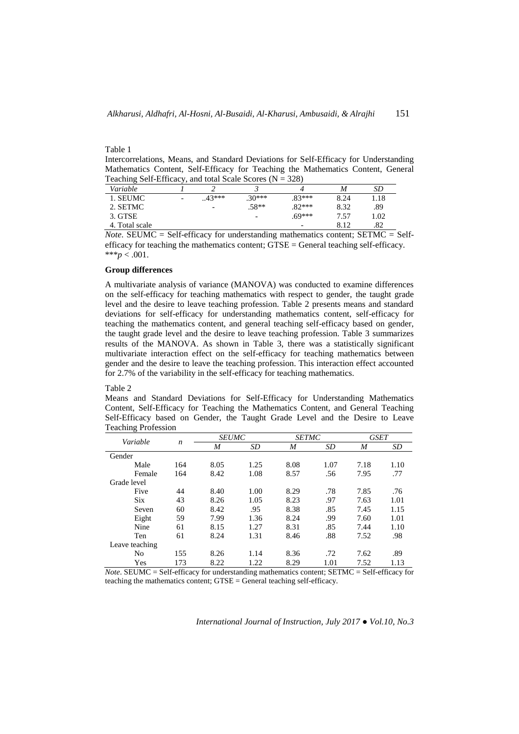Table 1

Intercorrelations, Means, and Standard Deviations for Self-Efficacy for Understanding Mathematics Content, Self-Efficacy for Teaching the Mathematics Content, General Teaching Self-Efficacy, and total Scale Scores (N = 328)

| *Variable* | *1* | *2* | *3* | *4* | *M* | *SD* |
|---|---|---|---|---|---|---|
| 1. SEUMC | - | ..43*** | .30*** | .83*** | 8.24 | 1.18 |
| 2. SETMC | | - | .58** | .82*** | 8.32 | .89 |
| 3. GTSE | | | - | .69*** | 7.57 | 1.02 |
| 4. Total scale | | | | - | 8.12 | .82 |

*Note*. SEUMC = Self-efficacy for understanding mathematics content; SETMC = Self-efficacy for teaching the mathematics content; GTSE = General teaching self-efficacy. ****p* < .001.

**Group differences**

A multivariate analysis of variance (MANOVA) was conducted to examine differences on the self-efficacy for teaching mathematics with respect to gender, the taught grade level and the desire to leave teaching profession. Table 2 presents means and standard deviations for self-efficacy for understanding mathematics content, self-efficacy for teaching the mathematics content, and general teaching self-efficacy based on gender, the taught grade level and the desire to leave teaching profession. Table 3 summarizes results of the MANOVA. As shown in Table 3, there was a statistically significant multivariate interaction effect on the self-efficacy for teaching mathematics between gender and the desire to leave the teaching profession. This interaction effect accounted for 2.7% of the variability in the self-efficacy for teaching mathematics.

Table 2

Means and Standard Deviations for Self-Efficacy for Understanding Mathematics Content, Self-Efficacy for Teaching the Mathematics Content, and General Teaching Self-Efficacy based on Gender, the Taught Grade Level and the Desire to Leave Teaching Profession

| *Variable* | *n* | *SEUMC* | | *SETMC* | | *GSET* | |
|---|---|---|---|---|---|---|---|
| | | *M* | *SD* | *M* | *SD* | *M* | *SD* |
| Gender | | | | | | | |
| Male | 164 | 8.05 | 1.25 | 8.08 | 1.07 | 7.18 | 1.10 |
| Female | 164 | 8.42 | 1.08 | 8.57 | .56 | 7.95 | .77 |
| Grade level | | | | | | | |
| Five | 44 | 8.40 | 1.00 | 8.29 | .78 | 7.85 | .76 |
| Six | 43 | 8.26 | 1.05 | 8.23 | .97 | 7.63 | 1.01 |
| Seven | 60 | 8.42 | .95 | 8.38 | .85 | 7.45 | 1.15 |
| Eight | 59 | 7.99 | 1.36 | 8.24 | .99 | 7.60 | 1.01 |
| Nine | 61 | 8.15 | 1.27 | 8.31 | .85 | 7.44 | 1.10 |
| Ten | 61 | 8.24 | 1.31 | 8.46 | .88 | 7.52 | .98 |
| Leave teaching | | | | | | | |
| No | 155 | 8.26 | 1.14 | 8.36 | .72 | 7.62 | .89 |
| Yes | 173 | 8.22 | 1.22 | 8.29 | 1.01 | 7.52 | 1.13 |

*Note*. SEUMC = Self-efficacy for understanding mathematics content; SETMC = Self-efficacy for teaching the mathematics content; GTSE = General teaching self-efficacy.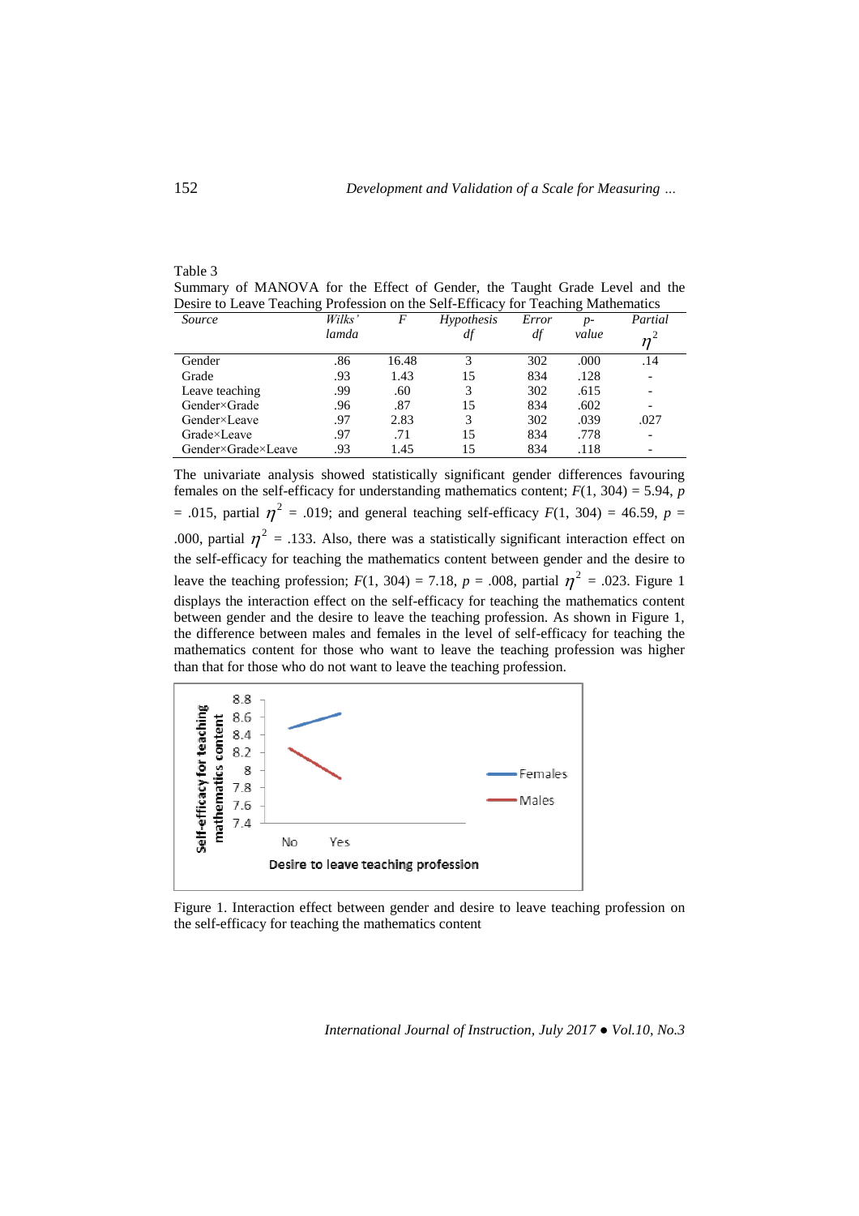Table 3
Summary of MANOVA for the Effect of Gender, the Taught Grade Level and the Desire to Leave Teaching Profession on the Self-Efficacy for Teaching Mathematics

| *Source* | *Wilks' lamda* | *F* | *Hypothesis df* | *Error df* | *p-value* | *Partial* $\eta^2$ |
|---|---|---|---|---|---|---|
| Gender | .86 | 16.48 | 3 | 302 | .000 | .14 |
| Grade | .93 | 1.43 | 15 | 834 | .128 | - |
| Leave teaching | .99 | .60 | 3 | 302 | .615 | - |
| Gender×Grade | .96 | .87 | 15 | 834 | .602 | - |
| Gender×Leave | .97 | 2.83 | 3 | 302 | .039 | .027 |
| Grade×Leave | .97 | .71 | 15 | 834 | .778 | - |
| Gender×Grade×Leave | .93 | 1.45 | 15 | 834 | .118 | - |

The univariate analysis showed statistically significant gender differences favouring females on the self-efficacy for understanding mathematics content; $F(1, 304) = 5.94$, $p = .015$, partial $\eta^2 = .019$; and general teaching self-efficacy $F(1, 304) = 46.59$, $p = .000$, partial $\eta^2 = .133$. Also, there was a statistically significant interaction effect on the self-efficacy for teaching the mathematics content between gender and the desire to leave the teaching profession; $F(1, 304) = 7.18$, $p = .008$, partial $\eta^2 = .023$. Figure 1 displays the interaction effect on the self-efficacy for teaching the mathematics content between gender and the desire to leave the teaching profession. As shown in Figure 1, the difference between males and females in the level of self-efficacy for teaching the mathematics content for those who want to leave the teaching profession was higher than that for those who do not want to leave the teaching profession.

Figure 1. Interaction effect between gender and desire to leave teaching profession on the self-efficacy for teaching the mathematics content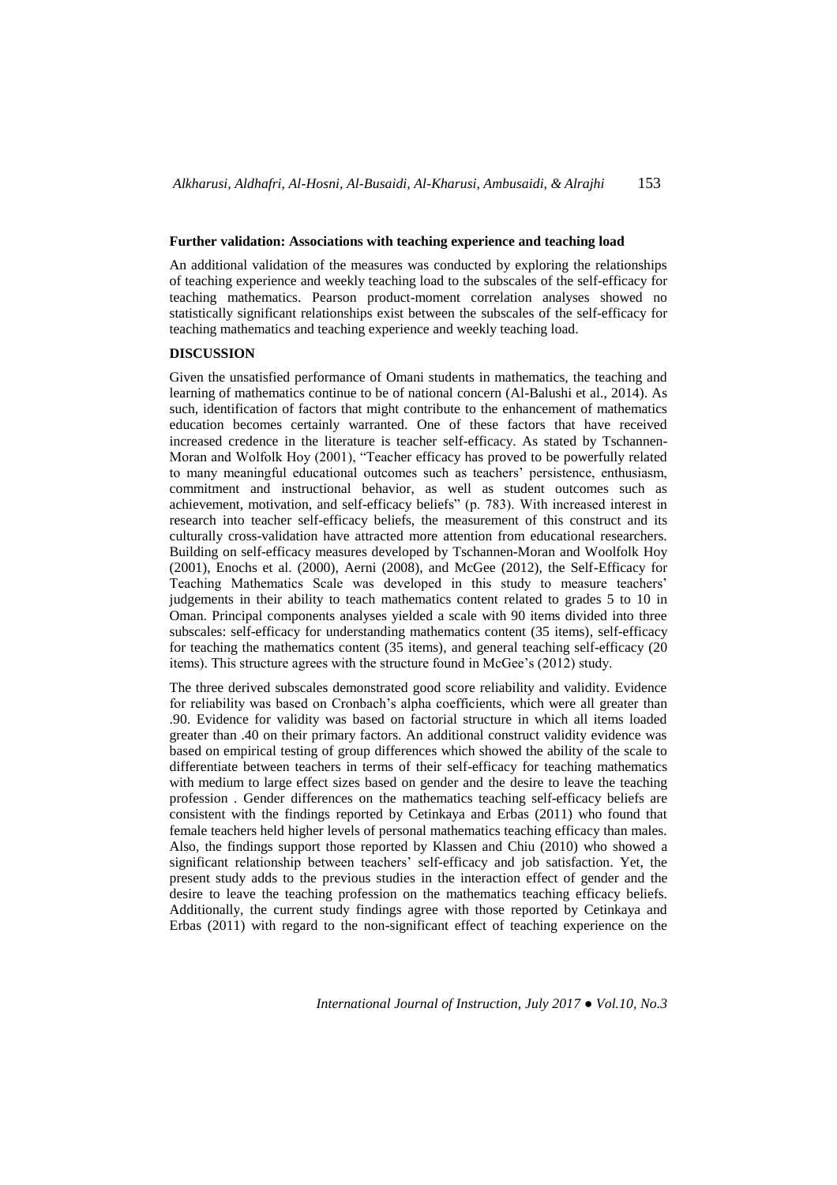**Further validation: Associations with teaching experience and teaching load**

An additional validation of the measures was conducted by exploring the relationships of teaching experience and weekly teaching load to the subscales of the self-efficacy for teaching mathematics. Pearson product-moment correlation analyses showed no statistically significant relationships exist between the subscales of the self-efficacy for teaching mathematics and teaching experience and weekly teaching load.

## DISCUSSION

Given the unsatisfied performance of Omani students in mathematics, the teaching and learning of mathematics continue to be of national concern (Al-Balushi et al., 2014). As such, identification of factors that might contribute to the enhancement of mathematics education becomes certainly warranted. One of these factors that have received increased credence in the literature is teacher self-efficacy. As stated by Tschannen-Moran and Wolfolk Hoy (2001), "Teacher efficacy has proved to be powerfully related to many meaningful educational outcomes such as teachers' persistence, enthusiasm, commitment and instructional behavior, as well as student outcomes such as achievement, motivation, and self-efficacy beliefs" (p. 783). With increased interest in research into teacher self-efficacy beliefs, the measurement of this construct and its culturally cross-validation have attracted more attention from educational researchers. Building on self-efficacy measures developed by Tschannen-Moran and Woolfolk Hoy (2001), Enochs et al. (2000), Aerni (2008), and McGee (2012), the Self-Efficacy for Teaching Mathematics Scale was developed in this study to measure teachers' judgements in their ability to teach mathematics content related to grades 5 to 10 in Oman. Principal components analyses yielded a scale with 90 items divided into three subscales: self-efficacy for understanding mathematics content (35 items), self-efficacy for teaching the mathematics content (35 items), and general teaching self-efficacy (20 items). This structure agrees with the structure found in McGee's (2012) study.

The three derived subscales demonstrated good score reliability and validity. Evidence for reliability was based on Cronbach's alpha coefficients, which were all greater than .90. Evidence for validity was based on factorial structure in which all items loaded greater than .40 on their primary factors. An additional construct validity evidence was based on empirical testing of group differences which showed the ability of the scale to differentiate between teachers in terms of their self-efficacy for teaching mathematics with medium to large effect sizes based on gender and the desire to leave the teaching profession . Gender differences on the mathematics teaching self-efficacy beliefs are consistent with the findings reported by Cetinkaya and Erbas (2011) who found that female teachers held higher levels of personal mathematics teaching efficacy than males. Also, the findings support those reported by Klassen and Chiu (2010) who showed a significant relationship between teachers' self-efficacy and job satisfaction. Yet, the present study adds to the previous studies in the interaction effect of gender and the desire to leave the teaching profession on the mathematics teaching efficacy beliefs. Additionally, the current study findings agree with those reported by Cetinkaya and Erbas (2011) with regard to the non-significant effect of teaching experience on the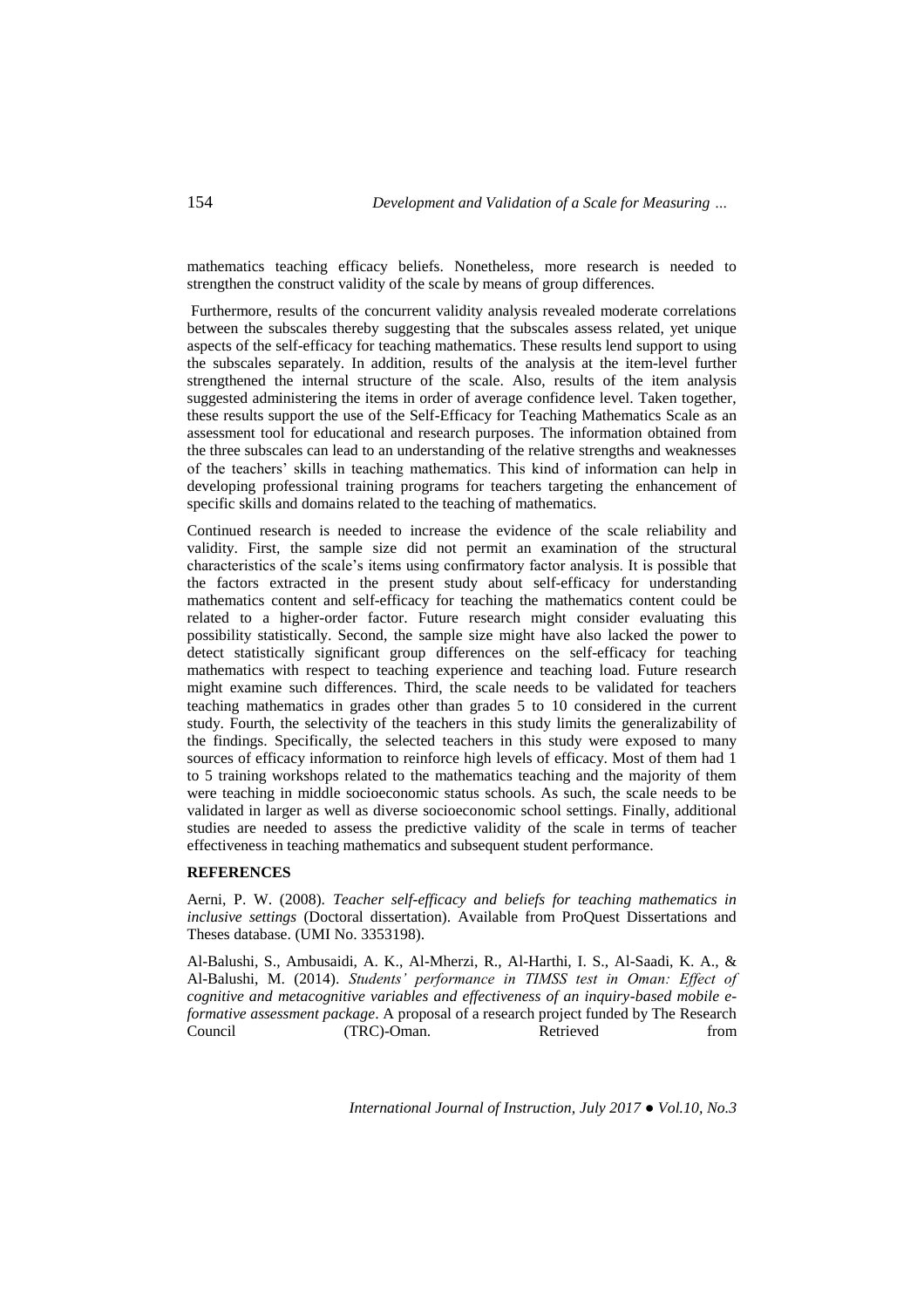mathematics teaching efficacy beliefs. Nonetheless, more research is needed to strengthen the construct validity of the scale by means of group differences.

Furthermore, results of the concurrent validity analysis revealed moderate correlations between the subscales thereby suggesting that the subscales assess related, yet unique aspects of the self-efficacy for teaching mathematics. These results lend support to using the subscales separately. In addition, results of the analysis at the item-level further strengthened the internal structure of the scale. Also, results of the item analysis suggested administering the items in order of average confidence level. Taken together, these results support the use of the Self-Efficacy for Teaching Mathematics Scale as an assessment tool for educational and research purposes. The information obtained from the three subscales can lead to an understanding of the relative strengths and weaknesses of the teachers' skills in teaching mathematics. This kind of information can help in developing professional training programs for teachers targeting the enhancement of specific skills and domains related to the teaching of mathematics.

Continued research is needed to increase the evidence of the scale reliability and validity. First, the sample size did not permit an examination of the structural characteristics of the scale's items using confirmatory factor analysis. It is possible that the factors extracted in the present study about self-efficacy for understanding mathematics content and self-efficacy for teaching the mathematics content could be related to a higher-order factor. Future research might consider evaluating this possibility statistically. Second, the sample size might have also lacked the power to detect statistically significant group differences on the self-efficacy for teaching mathematics with respect to teaching experience and teaching load. Future research might examine such differences. Third, the scale needs to be validated for teachers teaching mathematics in grades other than grades 5 to 10 considered in the current study. Fourth, the selectivity of the teachers in this study limits the generalizability of the findings. Specifically, the selected teachers in this study were exposed to many sources of efficacy information to reinforce high levels of efficacy. Most of them had 1 to 5 training workshops related to the mathematics teaching and the majority of them were teaching in middle socioeconomic status schools. As such, the scale needs to be validated in larger as well as diverse socioeconomic school settings. Finally, additional studies are needed to assess the predictive validity of the scale in terms of teacher effectiveness in teaching mathematics and subsequent student performance.

**REFERENCES**

Aerni, P. W. (2008). *Teacher self-efficacy and beliefs for teaching mathematics in inclusive settings* (Doctoral dissertation). Available from ProQuest Dissertations and Theses database. (UMI No. 3353198).

Al-Balushi, S., Ambusaidi, A. K., Al-Mherzi, R., Al-Harthi, I. S., Al-Saadi, K. A., & Al-Balushi, M. (2014). *Students' performance in TIMSS test in Oman: Effect of cognitive and metacognitive variables and effectiveness of an inquiry-based mobile e-formative assessment package*. A proposal of a research project funded by The Research Council (TRC)-Oman. Retrieved from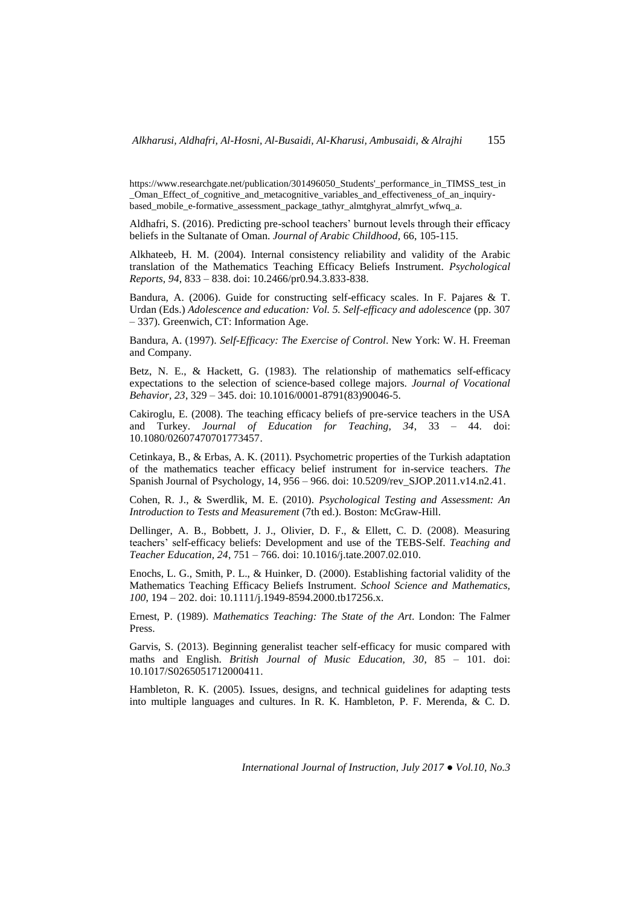https://www.researchgate.net/publication/301496050_Students'_performance_in_TIMSS_test_in_Oman_Effect_of_cognitive_and_metacognitive_variables_and_effectiveness_of_an_inquiry-based_mobile_e-formative_assessment_package_tathyr_almtghyrat_almrfyt_wfwq_a.

Aldhafri, S. (2016). Predicting pre-school teachers' burnout levels through their efficacy beliefs in the Sultanate of Oman. *Journal of Arabic Childhood,* 66, 105-115.

Alkhateeb, H. M. (2004). Internal consistency reliability and validity of the Arabic translation of the Mathematics Teaching Efficacy Beliefs Instrument. *Psychological Reports, 94*, 833 – 838. doi: 10.2466/pr0.94.3.833-838.

Bandura, A. (2006). Guide for constructing self-efficacy scales. In F. Pajares & T. Urdan (Eds.) *Adolescence and education: Vol. 5. Self-efficacy and adolescence* (pp. 307 – 337). Greenwich, CT: Information Age.

Bandura, A. (1997). *Self-Efficacy: The Exercise of Control*. New York: W. H. Freeman and Company.

Betz, N. E., & Hackett, G. (1983). The relationship of mathematics self-efficacy expectations to the selection of science-based college majors. *Journal of Vocational Behavior, 23*, 329 – 345. doi: 10.1016/0001-8791(83)90046-5.

Cakiroglu, E. (2008). The teaching efficacy beliefs of pre-service teachers in the USA and Turkey. *Journal of Education for Teaching, 34*, 33 – 44. doi: 10.1080/02607470701773457.

Cetinkaya, B., & Erbas, A. K. (2011). Psychometric properties of the Turkish adaptation of the mathematics teacher efficacy belief instrument for in-service teachers. *The* Spanish Journal of Psychology, 14, 956 – 966. doi: 10.5209/rev_SJOP.2011.v14.n2.41.

Cohen, R. J., & Swerdlik, M. E. (2010). *Psychological Testing and Assessment: An Introduction to Tests and Measurement* (7th ed.). Boston: McGraw-Hill.

Dellinger, A. B., Bobbett, J. J., Olivier, D. F., & Ellett, C. D. (2008). Measuring teachers' self-efficacy beliefs: Development and use of the TEBS-Self. *Teaching and Teacher Education, 24*, 751 – 766. doi: 10.1016/j.tate.2007.02.010.

Enochs, L. G., Smith, P. L., & Huinker, D. (2000). Establishing factorial validity of the Mathematics Teaching Efficacy Beliefs Instrument. *School Science and Mathematics, 100*, 194 – 202. doi: 10.1111/j.1949-8594.2000.tb17256.x.

Ernest, P. (1989). *Mathematics Teaching: The State of the Art*. London: The Falmer Press.

Garvis, S. (2013). Beginning generalist teacher self-efficacy for music compared with maths and English. *British Journal of Music Education, 30*, 85 – 101. doi: 10.1017/S0265051712000411.

Hambleton, R. K. (2005). Issues, designs, and technical guidelines for adapting tests into multiple languages and cultures. In R. K. Hambleton, P. F. Merenda, & C. D.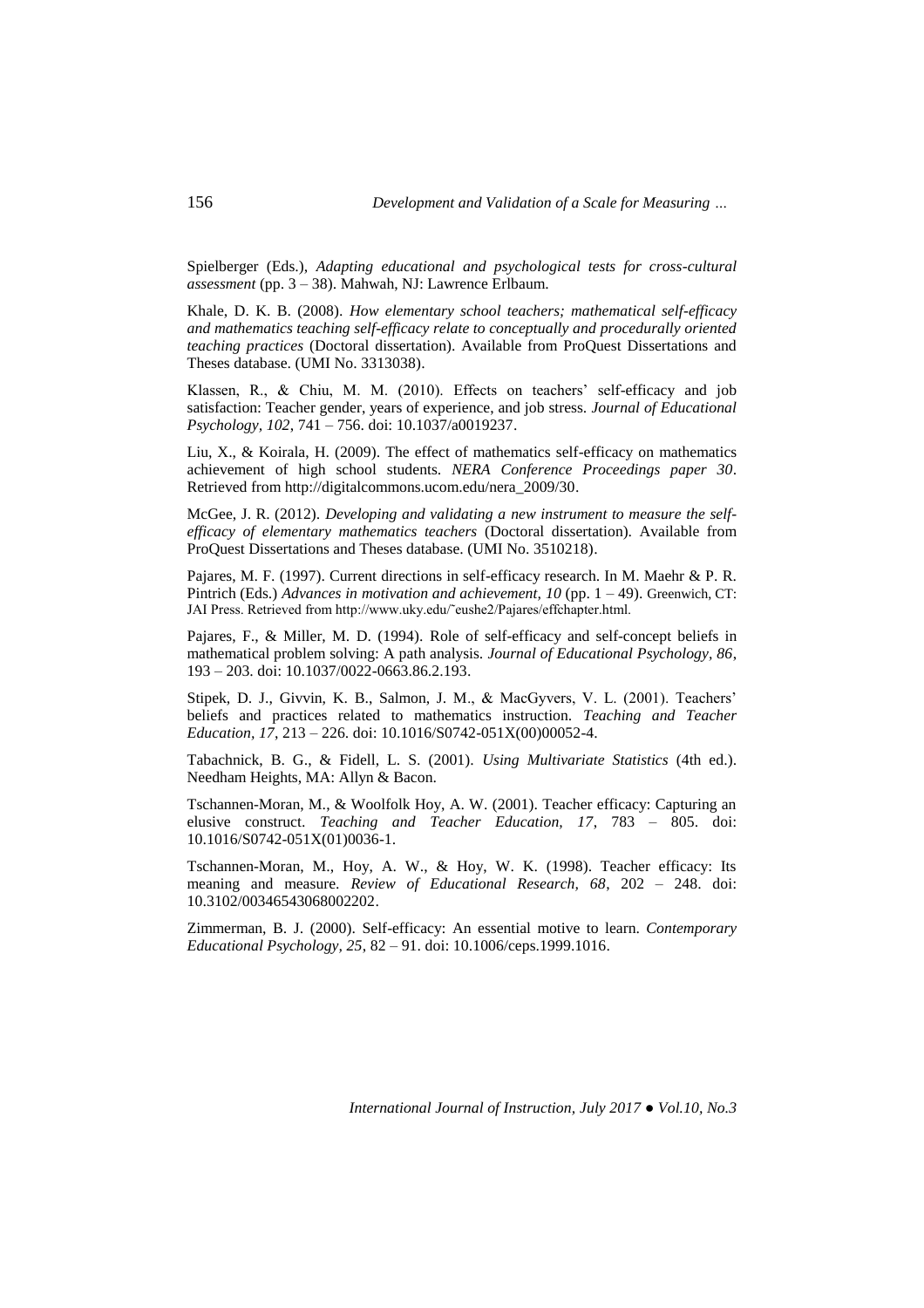Spielberger (Eds.), *Adapting educational and psychological tests for cross-cultural assessment* (pp. 3 – 38). Mahwah, NJ: Lawrence Erlbaum.

Khale, D. K. B. (2008). *How elementary school teachers; mathematical self-efficacy and mathematics teaching self-efficacy relate to conceptually and procedurally oriented teaching practices* (Doctoral dissertation). Available from ProQuest Dissertations and Theses database. (UMI No. 3313038).

Klassen, R., & Chiu, M. M. (2010). Effects on teachers' self-efficacy and job satisfaction: Teacher gender, years of experience, and job stress. *Journal of Educational Psychology, 102*, 741 – 756. doi: 10.1037/a0019237.

Liu, X., & Koirala, H. (2009). The effect of mathematics self-efficacy on mathematics achievement of high school students. *NERA Conference Proceedings paper 30*. Retrieved from http://digitalcommons.ucom.edu/nera_2009/30.

McGee, J. R. (2012). *Developing and validating a new instrument to measure the self-efficacy of elementary mathematics teachers* (Doctoral dissertation). Available from ProQuest Dissertations and Theses database. (UMI No. 3510218).

Pajares, M. F. (1997). Current directions in self-efficacy research. In M. Maehr & P. R. Pintrich (Eds.) *Advances in motivation and achievement, 10* (pp. 1 – 49). Greenwich, CT: JAI Press. Retrieved from http://www.uky.edu/~eushe2/Pajares/effchapter.html.

Pajares, F., & Miller, M. D. (1994). Role of self-efficacy and self-concept beliefs in mathematical problem solving: A path analysis. *Journal of Educational Psychology, 86*, 193 – 203. doi: 10.1037/0022-0663.86.2.193.

Stipek, D. J., Givvin, K. B., Salmon, J. M., & MacGyvers, V. L. (2001). Teachers' beliefs and practices related to mathematics instruction. *Teaching and Teacher Education, 17*, 213 – 226. doi: 10.1016/S0742-051X(00)00052-4.

Tabachnick, B. G., & Fidell, L. S. (2001). *Using Multivariate Statistics* (4th ed.). Needham Heights, MA: Allyn & Bacon.

Tschannen-Moran, M., & Woolfolk Hoy, A. W. (2001). Teacher efficacy: Capturing an elusive construct. *Teaching and Teacher Education, 17*, 783 – 805. doi: 10.1016/S0742-051X(01)0036-1.

Tschannen-Moran, M., Hoy, A. W., & Hoy, W. K. (1998). Teacher efficacy: Its meaning and measure. *Review of Educational Research, 68*, 202 – 248. doi: 10.3102/00346543068002202.

Zimmerman, B. J. (2000). Self-efficacy: An essential motive to learn. *Contemporary Educational Psychology, 25*, 82 – 91. doi: 10.1006/ceps.1999.1016.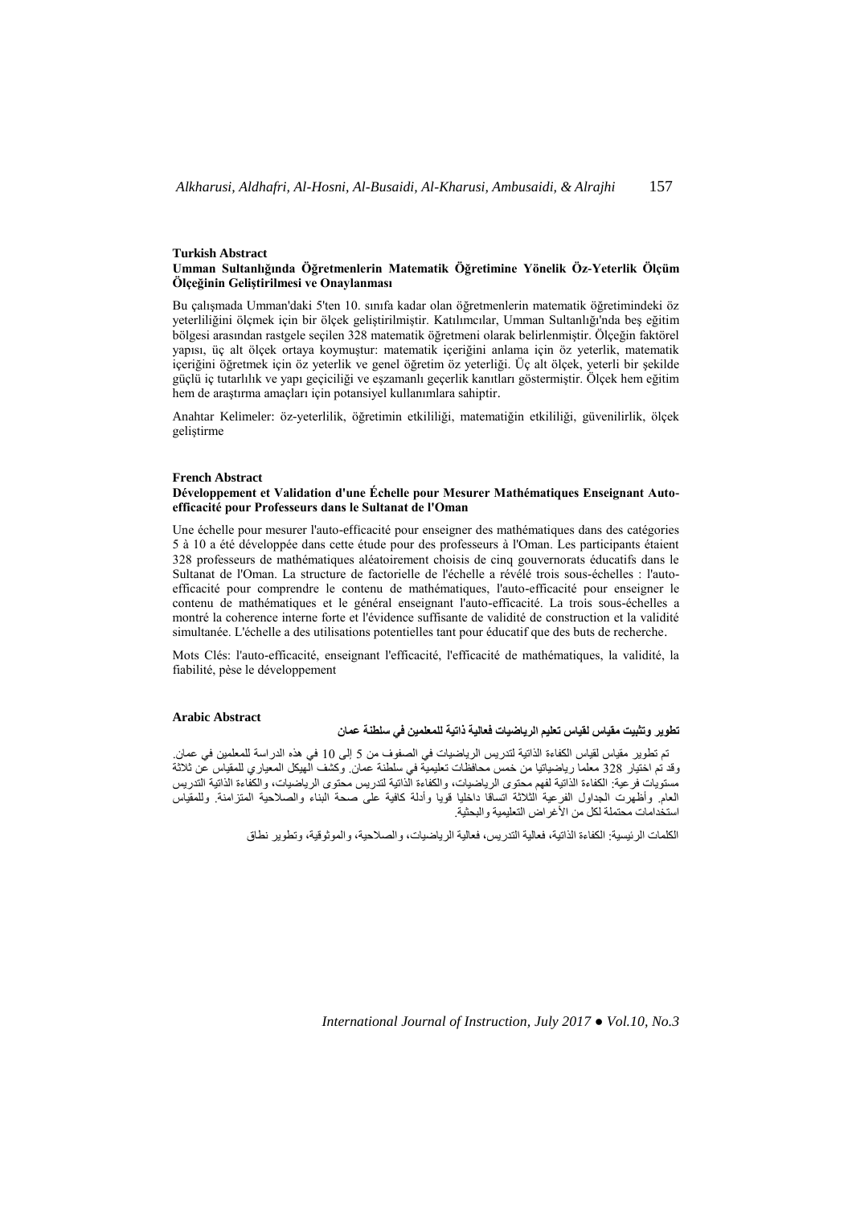**Turkish Abstract**

**Umman Sultanlığında Öğretmenlerin Matematik Öğretimine Yönelik Öz-Yeterlik Ölçüm Ölçeğinin Geliştirilmesi ve Onaylanması**

Bu çalışmada Umman'daki 5'ten 10. sınıfa kadar olan öğretmenlerin matematik öğretimindeki öz yeterliliğini ölçmek için bir ölçek geliştirilmiştir. Katılımcılar, Umman Sultanlığı'nda beş eğitim bölgesi arasından rastgele seçilen 328 matematik öğretmeni olarak belirlenmiştir. Ölçeğin faktörel yapısı, üç alt ölçek ortaya koymuştur: matematik içeriğini anlama için öz yeterlik, matematik içeriğini öğretmek için öz yeterlik ve genel öğretim öz yeterliği. Üç alt ölçek, yeterli bir şekilde güçlü iç tutarlılık ve yapı geçiciliği ve eşzamanlı geçerlik kanıtları göstermiştir. Ölçek hem eğitim hem de araştırma amaçları için potansiyel kullanımlara sahiptir.

Anahtar Kelimeler: öz-yeterlilik, öğretimin etkililiği, matematiğin etkililiği, güvenilirlik, ölçek geliştirme

**French Abstract**

**Développement et Validation d'une Échelle pour Mesurer Mathématiques Enseignant Auto-efficacité pour Professeurs dans le Sultanat de l'Oman**

Une échelle pour mesurer l'auto-efficacité pour enseigner des mathématiques dans des catégories 5 à 10 a été développée dans cette étude pour des professeurs à l'Oman. Les participants étaient 328 professeurs de mathématiques aléatoirement choisis de cinq gouvernorats éducatifs dans le Sultanat de l'Oman. La structure de factorielle de l'échelle a révélé trois sous-échelles : l'auto-efficacité pour comprendre le contenu de mathématiques, l'auto-efficacité pour enseigner le contenu de mathématiques et le général enseignant l'auto-efficacité. La trois sous-échelles a montré la coherence interne forte et l'évidence suffisante de validité de construction et la validité simultanée. L'échelle a des utilisations potentielles tant pour éducatif que des buts de recherche.

Mots Clés: l'auto-efficacité, enseignant l'efficacité, l'efficacité de mathématiques, la validité, la fiabilité, pèse le développement

**Arabic Abstract**

**تطوير وتثبيت مقياس لقياس تعليم الرياضيات فعالية ذاتية للمعلمين في سلطنة عمان**

تم تطوير مقياس لقياس الكفاءة الذاتية لتدريس الرياضيات في الصفوف من 5 إلى 10 في هذه الدراسة للمعلمين في عمان. وقد تم اختيار 328 معلما رياضياتيا من خمس محافظات تعليمية في سلطنة عمان. وكشف الهيكل المعياري للمقياس عن ثلاثة مستويات فرعية: الكفاءة الذاتية لفهم محتوى الرياضيات، والكفاءة الذاتية لتدريس محتوى الرياضيات، والكفاءة الذاتية التدريس العام. وأظهرت الجداول الفرعية الثلاثة اتساقا داخليا قويا وأدلة كافية على صحة البناء والصلاحية المتزامنة. وللمقياس استخدامات محتملة لكل من الأغراض التعليمية والبحثية.

الكلمات الرئيسية: الكفاءة الذاتية، فعالية التدريس، فعالية الرياضيات، والصلاحية، والموثوقية، وتطوير نطاق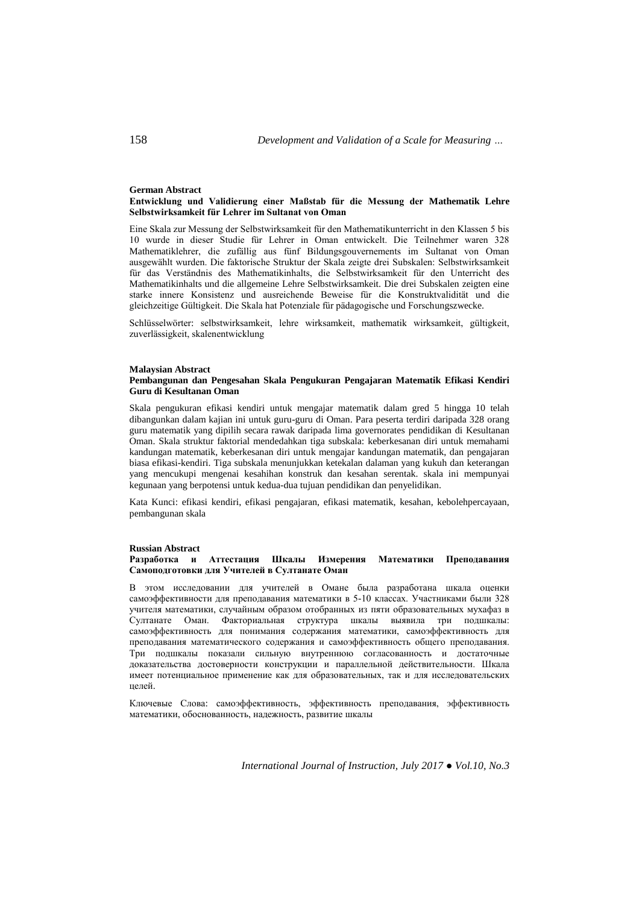**German Abstract**

**Entwicklung und Validierung einer Maßstab für die Messung der Mathematik Lehre Selbstwirksamkeit für Lehrer im Sultanat von Oman**

Eine Skala zur Messung der Selbstwirksamkeit für den Mathematikunterricht in den Klassen 5 bis 10 wurde in dieser Studie für Lehrer in Oman entwickelt. Die Teilnehmer waren 328 Mathematiklehrer, die zufällig aus fünf Bildungsgouvernements im Sultanat von Oman ausgewählt wurden. Die faktorische Struktur der Skala zeigte drei Subskalen: Selbstwirksamkeit für das Verständnis des Mathematikinhalts, die Selbstwirksamkeit für den Unterricht des Mathematikinhalts und die allgemeine Lehre Selbstwirksamkeit. Die drei Subskalen zeigten eine starke innere Konsistenz und ausreichende Beweise für die Konstruktvalidität und die gleichzeitige Gültigkeit. Die Skala hat Potenziale für pädagogische und Forschungszwecke.

Schlüsselwörter: selbstwirksamkeit, lehre wirksamkeit, mathematik wirksamkeit, gültigkeit, zuverlässigkeit, skalenentwicklung

**Malaysian Abstract**

**Pembangunan dan Pengesahan Skala Pengukuran Pengajaran Matematik Efikasi Kendiri Guru di Kesultanan Oman**

Skala pengukuran efikasi kendiri untuk mengajar matematik dalam gred 5 hingga 10 telah dibangunkan dalam kajian ini untuk guru-guru di Oman. Para peserta terdiri daripada 328 orang guru matematik yang dipilih secara rawak daripada lima governorates pendidikan di Kesultanan Oman. Skala struktur faktorial mendedahkan tiga subskala: keberkesanan diri untuk memahami kandungan matematik, keberkesanan diri untuk mengajar kandungan matematik, dan pengajaran biasa efikasi-kendiri. Tiga subskala menunjukkan ketekalan dalaman yang kukuh dan keterangan yang mencukupi mengenai kesahihan konstruk dan kesahan serentak. skala ini mempunyai kegunaan yang berpotensi untuk kedua-dua tujuan pendidikan dan penyelidikan.

Kata Kunci: efikasi kendiri, efikasi pengajaran, efikasi matematik, kesahan, kebolehpercayaan, pembangunan skala

**Russian Abstract**

**Разработка и Аттестация Шкалы Измерения Математики Преподавания Самоподготовки для Учителей в Султанате Оман**

В этом исследовании для учителей в Омане была разработана шкала оценки самоэффективности для преподавания математики в 5-10 классах. Участниками были 328 учителя математики, случайным образом отобранных из пяти образовательных мухафаз в Султанате Оман. Факториальная структура шкалы выявила три подшкалы: самоэффективность для понимания содержания математики, самоэффективность для преподавания математического содержания и самоэффективность общего преподавания. Три подшкалы показали сильную внутреннюю согласованность и достаточные доказательства достоверности конструкции и параллельной действительности. Шкала имеет потенциальное применение как для образовательных, так и для исследовательских целей.

Ключевые Слова: самоэффективность, эффективность преподавания, эффективность математики, обоснованность, надежность, развитие шкалы